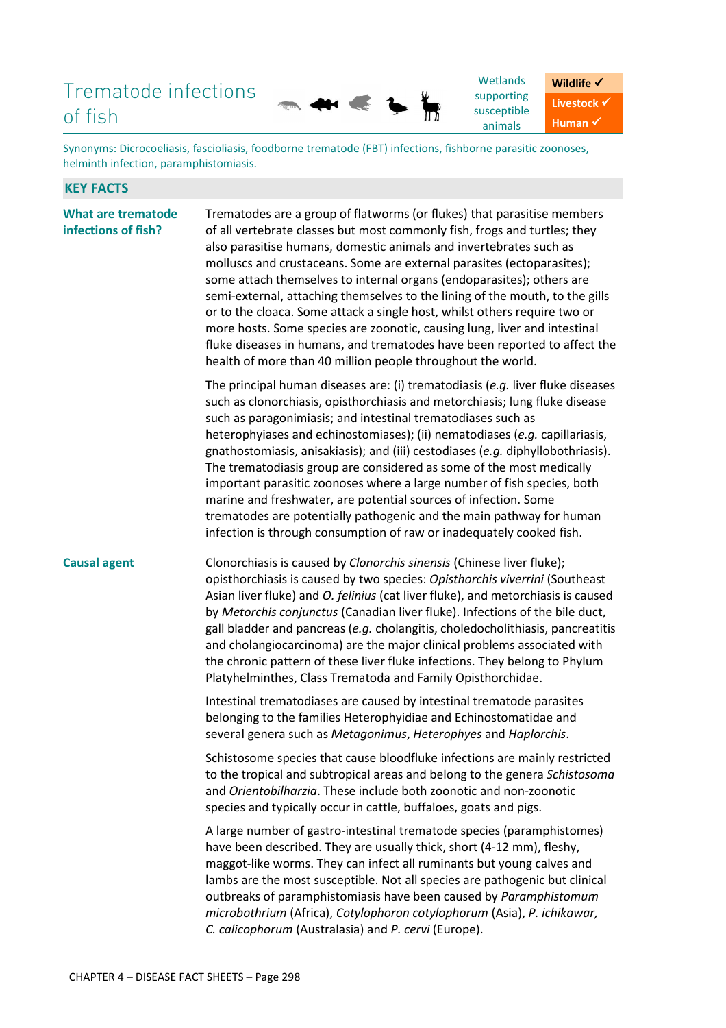# Trematode infections of fish

Wetlands supporting susceptible animals

**Wildlife ✓**
**Livestock ✓**
**Human ✓**

Synonyms: Dicrocoeliasis, fascioliasis, foodborne trematode (FBT) infections, fishborne parasitic zoonoses, helminth infection, paramphistomiasis.

## KEY FACTS

### What are trematode infections of fish?

Trematodes are a group of flatworms (or flukes) that parasitise members of all vertebrate classes but most commonly fish, frogs and turtles; they also parasitise humans, domestic animals and invertebrates such as molluscs and crustaceans. Some are external parasites (ectoparasites); some attach themselves to internal organs (endoparasites); others are semi-external, attaching themselves to the lining of the mouth, to the gills or to the cloaca. Some attack a single host, whilst others require two or more hosts. Some species are zoonotic, causing lung, liver and intestinal fluke diseases in humans, and trematodes have been reported to affect the health of more than 40 million people throughout the world.

The principal human diseases are: (i) trematodiasis (*e.g.* liver fluke diseases such as clonorchiasis, opisthorchiasis and metorchiasis; lung fluke disease such as paragonimiasis; and intestinal trematodiases such as heterophyiases and echinostomiases); (ii) nematodiases (*e.g.* capillariasis, gnathostomiasis, anisakiasis); and (iii) cestodiases (*e.g.* diphyllobothriasis). The trematodiasis group are considered as some of the most medically important parasitic zoonoses where a large number of fish species, both marine and freshwater, are potential sources of infection. Some trematodes are potentially pathogenic and the main pathway for human infection is through consumption of raw or inadequately cooked fish.

### Causal agent

Clonorchiasis is caused by *Clonorchis sinensis* (Chinese liver fluke); opisthorchiasis is caused by two species: *Opisthorchis viverrini* (Southeast Asian liver fluke) and *O. felinius* (cat liver fluke), and metorchiasis is caused by *Metorchis conjunctus* (Canadian liver fluke). Infections of the bile duct, gall bladder and pancreas (*e.g.* cholangitis, choledocholithiasis, pancreatitis and cholangiocarcinoma) are the major clinical problems associated with the chronic pattern of these liver fluke infections. They belong to Phylum Platyhelminthes, Class Trematoda and Family Opisthorchidae.

Intestinal trematodiases are caused by intestinal trematode parasites belonging to the families Heterophyidae and Echinostomatidae and several genera such as *Metagonimus*, *Heterophyes* and *Haplorchis*.

Schistosome species that cause bloodfluke infections are mainly restricted to the tropical and subtropical areas and belong to the genera *Schistosoma* and *Orientobilharzia*. These include both zoonotic and non-zoonotic species and typically occur in cattle, buffaloes, goats and pigs.

A large number of gastro-intestinal trematode species (paramphistomes) have been described. They are usually thick, short (4-12 mm), fleshy, maggot-like worms. They can infect all ruminants but young calves and lambs are the most susceptible. Not all species are pathogenic but clinical outbreaks of paramphistomiasis have been caused by *Paramphistomum microbothrium* (Africa), *Cotylophoron cotylophorum* (Asia), *P. ichikawar, C. calicophorum* (Australasia) and *P. cervi* (Europe).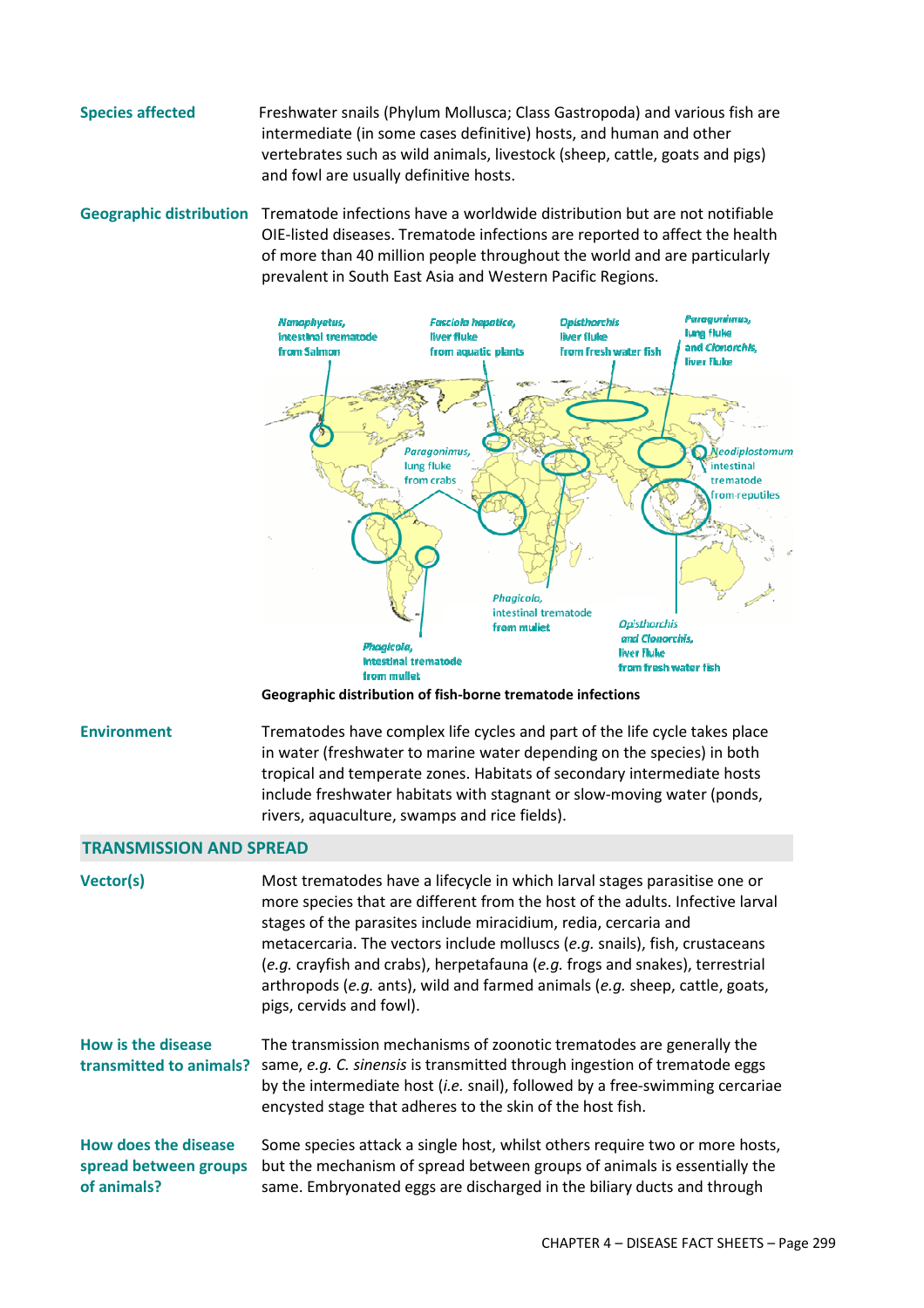**Species affected**

Freshwater snails (Phylum Mollusca; Class Gastropoda) and various fish are intermediate (in some cases definitive) hosts, and human and other vertebrates such as wild animals, livestock (sheep, cattle, goats and pigs) and fowl are usually definitive hosts.

**Geographic distribution**

Trematode infections have a worldwide distribution but are not notifiable OIE-listed diseases. Trematode infections are reported to affect the health of more than 40 million people throughout the world and are particularly prevalent in South East Asia and Western Pacific Regions.

Geographic distribution of fish-borne trematode infections

**Environment**

Trematodes have complex life cycles and part of the life cycle takes place in water (freshwater to marine water depending on the species) in both tropical and temperate zones. Habitats of secondary intermediate hosts include freshwater habitats with stagnant or slow-moving water (ponds, rivers, aquaculture, swamps and rice fields).

## TRANSMISSION AND SPREAD

**Vector(s)**

Most trematodes have a lifecycle in which larval stages parasitise one or more species that are different from the host of the adults. Infective larval stages of the parasites include miracidium, redia, cercaria and metacercaria. The vectors include molluscs (*e.g.* snails), fish, crustaceans (*e.g.* crayfish and crabs), herpetafauna (*e.g.* frogs and snakes), terrestrial arthropods (*e.g.* ants), wild and farmed animals (*e.g.* sheep, cattle, goats, pigs, cervids and fowl).

**How is the disease transmitted to animals?**

The transmission mechanisms of zoonotic trematodes are generally the same, *e.g. C. sinensis* is transmitted through ingestion of trematode eggs by the intermediate host (*i.e.* snail), followed by a free-swimming cercariae encysted stage that adheres to the skin of the host fish.

**How does the disease spread between groups of animals?**

Some species attack a single host, whilst others require two or more hosts, but the mechanism of spread between groups of animals is essentially the same. Embryonated eggs are discharged in the biliary ducts and through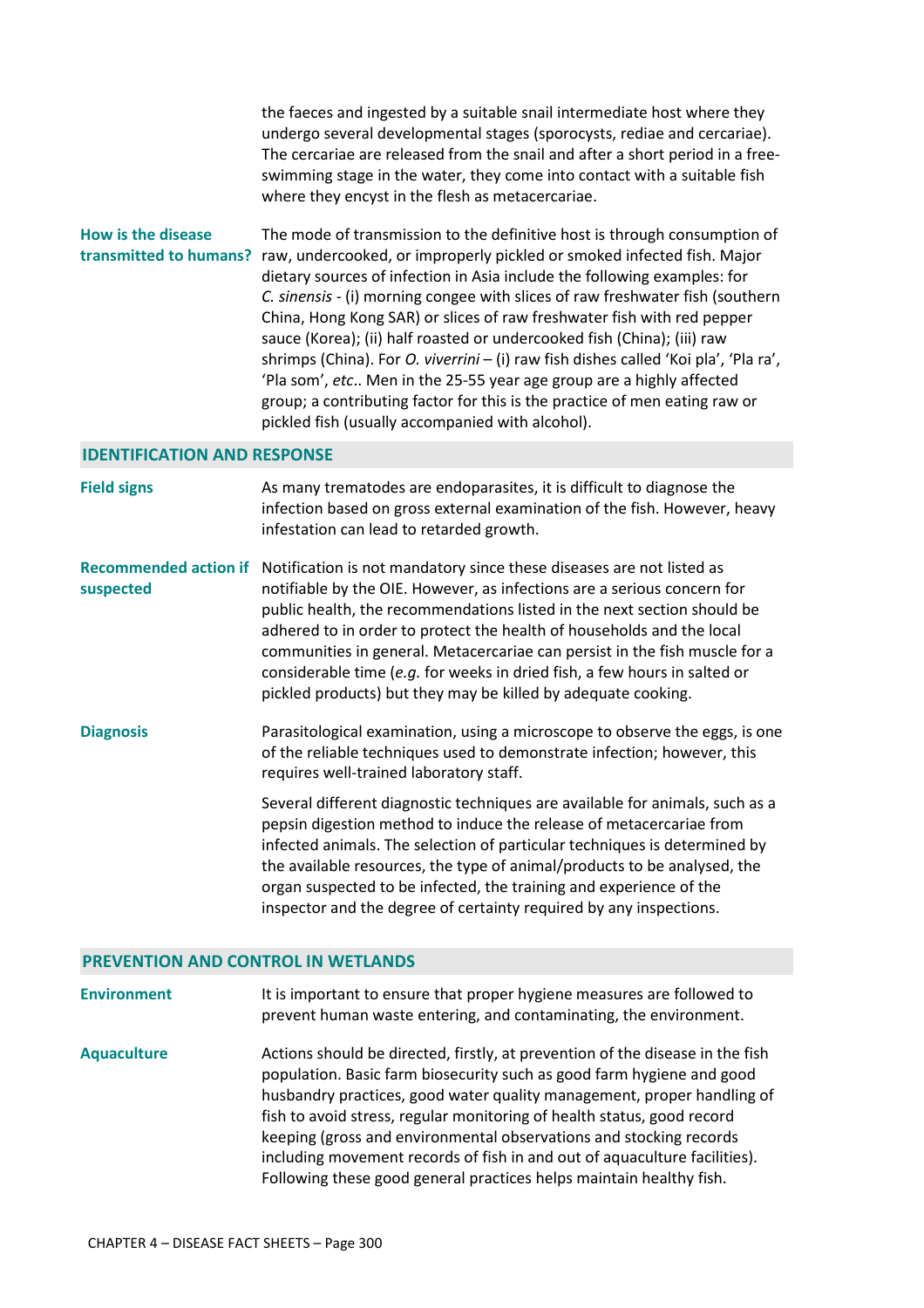the faeces and ingested by a suitable snail intermediate host where they undergo several developmental stages (sporocysts, rediae and cercariae). The cercariae are released from the snail and after a short period in a free-swimming stage in the water, they come into contact with a suitable fish where they encyst in the flesh as metacercariae.

**How is the disease transmitted to humans?**

The mode of transmission to the definitive host is through consumption of raw, undercooked, or improperly pickled or smoked infected fish. Major dietary sources of infection in Asia include the following examples: for *C. sinensis* - (i) morning congee with slices of raw freshwater fish (southern China, Hong Kong SAR) or slices of raw freshwater fish with red pepper sauce (Korea); (ii) half roasted or undercooked fish (China); (iii) raw shrimps (China). For *O. viverrini* – (i) raw fish dishes called 'Koi pla', 'Pla ra', 'Pla som', *etc*.. Men in the 25-55 year age group are a highly affected group; a contributing factor for this is the practice of men eating raw or pickled fish (usually accompanied with alcohol).

## IDENTIFICATION AND RESPONSE

**Field signs**

As many trematodes are endoparasites, it is difficult to diagnose the infection based on gross external examination of the fish. However, heavy infestation can lead to retarded growth.

**Recommended action if suspected**

Notification is not mandatory since these diseases are not listed as notifiable by the OIE. However, as infections are a serious concern for public health, the recommendations listed in the next section should be adhered to in order to protect the health of households and the local communities in general. Metacercariae can persist in the fish muscle for a considerable time (*e.g.* for weeks in dried fish, a few hours in salted or pickled products) but they may be killed by adequate cooking.

**Diagnosis**

Parasitological examination, using a microscope to observe the eggs, is one of the reliable techniques used to demonstrate infection; however, this requires well-trained laboratory staff.

Several different diagnostic techniques are available for animals, such as a pepsin digestion method to induce the release of metacercariae from infected animals. The selection of particular techniques is determined by the available resources, the type of animal/products to be analysed, the organ suspected to be infected, the training and experience of the inspector and the degree of certainty required by any inspections.

## PREVENTION AND CONTROL IN WETLANDS

**Environment**

It is important to ensure that proper hygiene measures are followed to prevent human waste entering, and contaminating, the environment.

**Aquaculture**

Actions should be directed, firstly, at prevention of the disease in the fish population. Basic farm biosecurity such as good farm hygiene and good husbandry practices, good water quality management, proper handling of fish to avoid stress, regular monitoring of health status, good record keeping (gross and environmental observations and stocking records including movement records of fish in and out of aquaculture facilities). Following these good general practices helps maintain healthy fish.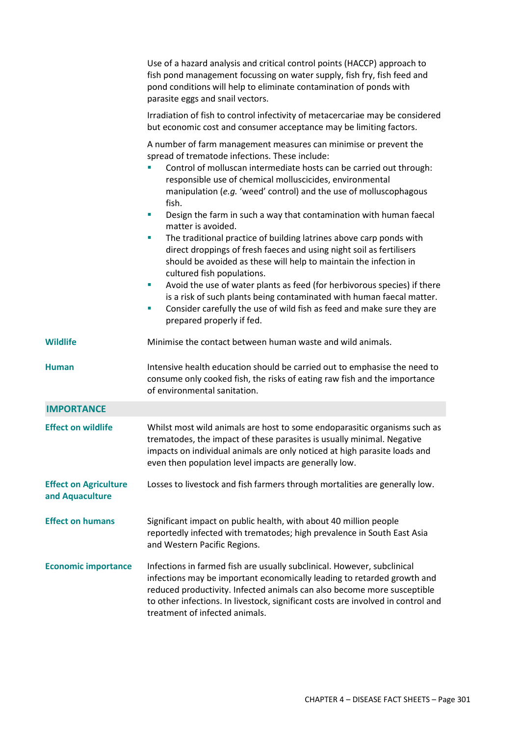Use of a hazard analysis and critical control points (HACCP) approach to fish pond management focussing on water supply, fish fry, fish feed and pond conditions will help to eliminate contamination of ponds with parasite eggs and snail vectors.

Irradiation of fish to control infectivity of metacercariae may be considered but economic cost and consumer acceptance may be limiting factors.

A number of farm management measures can minimise or prevent the spread of trematode infections. These include:

- Control of molluscan intermediate hosts can be carried out through: responsible use of chemical molluscicides, environmental manipulation (*e.g.* 'weed' control) and the use of molluscophagous fish.
- Design the farm in such a way that contamination with human faecal matter is avoided.
- The traditional practice of building latrines above carp ponds with direct droppings of fresh faeces and using night soil as fertilisers should be avoided as these will help to maintain the infection in cultured fish populations.
- Avoid the use of water plants as feed (for herbivorous species) if there is a risk of such plants being contaminated with human faecal matter.
- Consider carefully the use of wild fish as feed and make sure they are prepared properly if fed.

**Wildlife**

Minimise the contact between human waste and wild animals.

**Human**

Intensive health education should be carried out to emphasise the need to consume only cooked fish, the risks of eating raw fish and the importance of environmental sanitation.

## IMPORTANCE

**Effect on wildlife**

Whilst most wild animals are host to some endoparasitic organisms such as trematodes, the impact of these parasites is usually minimal. Negative impacts on individual animals are only noticed at high parasite loads and even then population level impacts are generally low.

**Effect on Agriculture and Aquaculture**

Losses to livestock and fish farmers through mortalities are generally low.

**Effect on humans**

Significant impact on public health, with about 40 million people reportedly infected with trematodes; high prevalence in South East Asia and Western Pacific Regions.

**Economic importance**

Infections in farmed fish are usually subclinical. However, subclinical infections may be important economically leading to retarded growth and reduced productivity. Infected animals can also become more susceptible to other infections. In livestock, significant costs are involved in control and treatment of infected animals.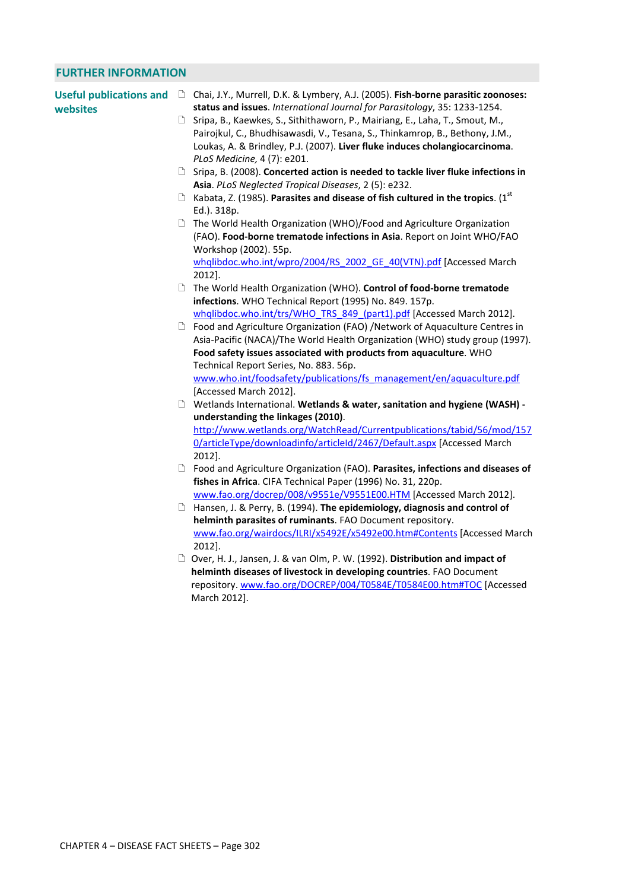## FURTHER INFORMATION

**Useful publications and websites**

- Chai, J.Y., Murrell, D.K. & Lymbery, A.J. (2005). **Fish-borne parasitic zoonoses: status and issues**. *International Journal for Parasitology*, 35: 1233-1254.
- Sripa, B., Kaewkes, S., Sithithaworn, P., Mairiang, E., Laha, T., Smout, M., Pairojkul, C., Bhudhisawasdi, V., Tesana, S., Thinkamrop, B., Bethony, J.M., Loukas, A. & Brindley, P.J. (2007). **Liver fluke induces cholangiocarcinoma**. *PLoS Medicine,* 4 (7): e201.
- Sripa, B. (2008). **Concerted action is needed to tackle liver fluke infections in Asia**. *PLoS Neglected Tropical Diseases*, 2 (5): e232.
- Kabata, Z. (1985). **Parasites and disease of fish cultured in the tropics**. (1st Ed.). 318p.
- The World Health Organization (WHO)/Food and Agriculture Organization (FAO). **Food-borne trematode infections in Asia**. Report on Joint WHO/FAO Workshop (2002). 55p. whqlibdoc.who.int/wpro/2004/RS_2002_GE_40(VTN).pdf [Accessed March 2012].
- The World Health Organization (WHO). **Control of food-borne trematode infections**. WHO Technical Report (1995) No. 849. 157p. whqlibdoc.who.int/trs/WHO_TRS_849_(part1).pdf [Accessed March 2012].
- Food and Agriculture Organization (FAO) /Network of Aquaculture Centres in Asia-Pacific (NACA)/The World Health Organization (WHO) study group (1997). **Food safety issues associated with products from aquaculture**. WHO Technical Report Series, No. 883. 56p. www.who.int/foodsafety/publications/fs_management/en/aquaculture.pdf [Accessed March 2012].
- Wetlands International. **Wetlands & water, sanitation and hygiene (WASH) - understanding the linkages (2010)**. http://www.wetlands.org/WatchRead/Currentpublications/tabid/56/mod/1570/articleType/downloadinfo/articleId/2467/Default.aspx [Accessed March 2012].
- Food and Agriculture Organization (FAO). **Parasites, infections and diseases of fishes in Africa**. CIFA Technical Paper (1996) No. 31, 220p. www.fao.org/docrep/008/v9551e/V9551E00.HTM [Accessed March 2012].
- Hansen, J. & Perry, B. (1994). **The epidemiology, diagnosis and control of helminth parasites of ruminants**. FAO Document repository. www.fao.org/wairdocs/ILRI/x5492E/x5492e00.htm#Contents [Accessed March 2012].
- Over, H. J., Jansen, J. & van Olm, P. W. (1992). **Distribution and impact of helminth diseases of livestock in developing countries**. FAO Document repository. www.fao.org/DOCREP/004/T0584E/T0584E00.htm#TOC [Accessed March 2012].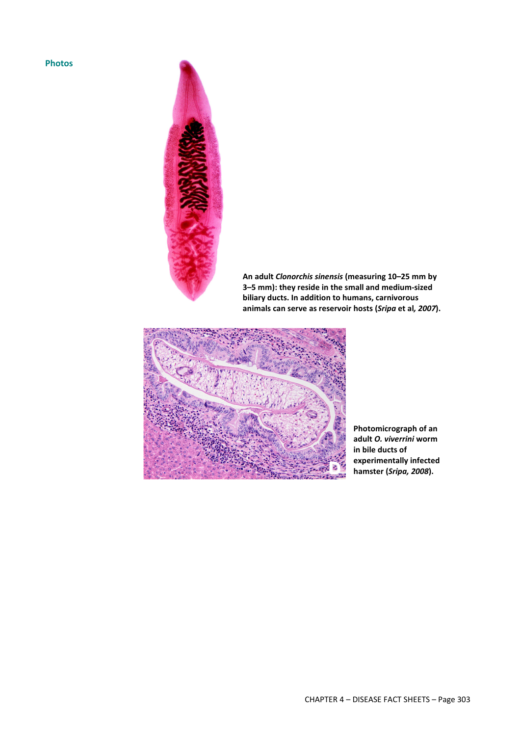**Photos**

**An adult *Clonorchis sinensis* (measuring 10–25 mm by 3–5 mm): they reside in the small and medium-sized biliary ducts. In addition to humans, carnivorous animals can serve as reservoir hosts (*Sripa* et al*, 2007*).**

**Photomicrograph of an adult *O. viverrini* worm in bile ducts of experimentally infected hamster (*Sripa, 2008*).**